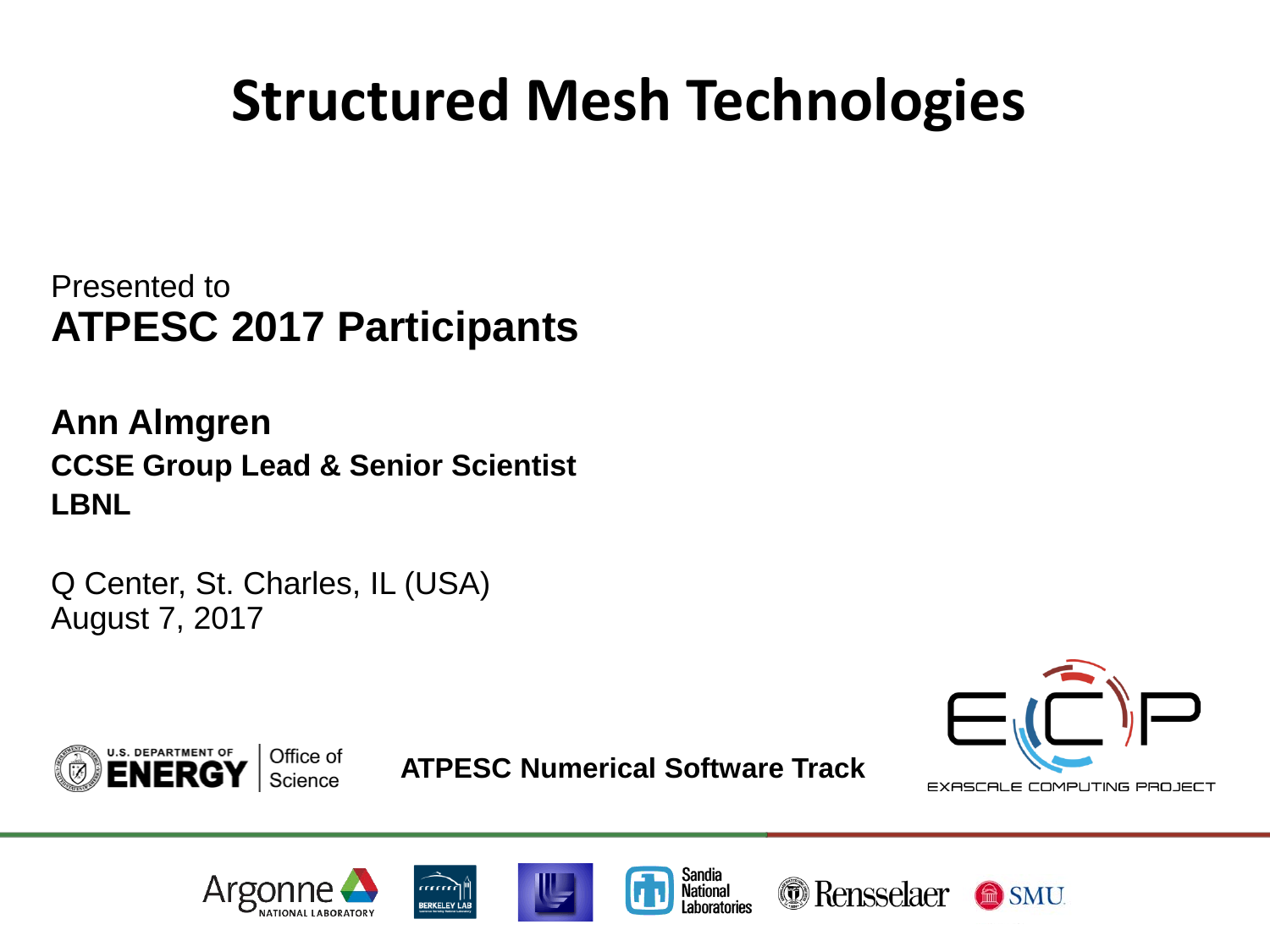# Structured Mesh Technologies

Presented to
**ATPESC 2017 Participants**

**Ann Almgren**
**CCSE Group Lead & Senior Scientist**
**LBNL**

Q Center, St. Charles, IL (USA)
August 7, 2017

**ATPESC Numerical Software Track**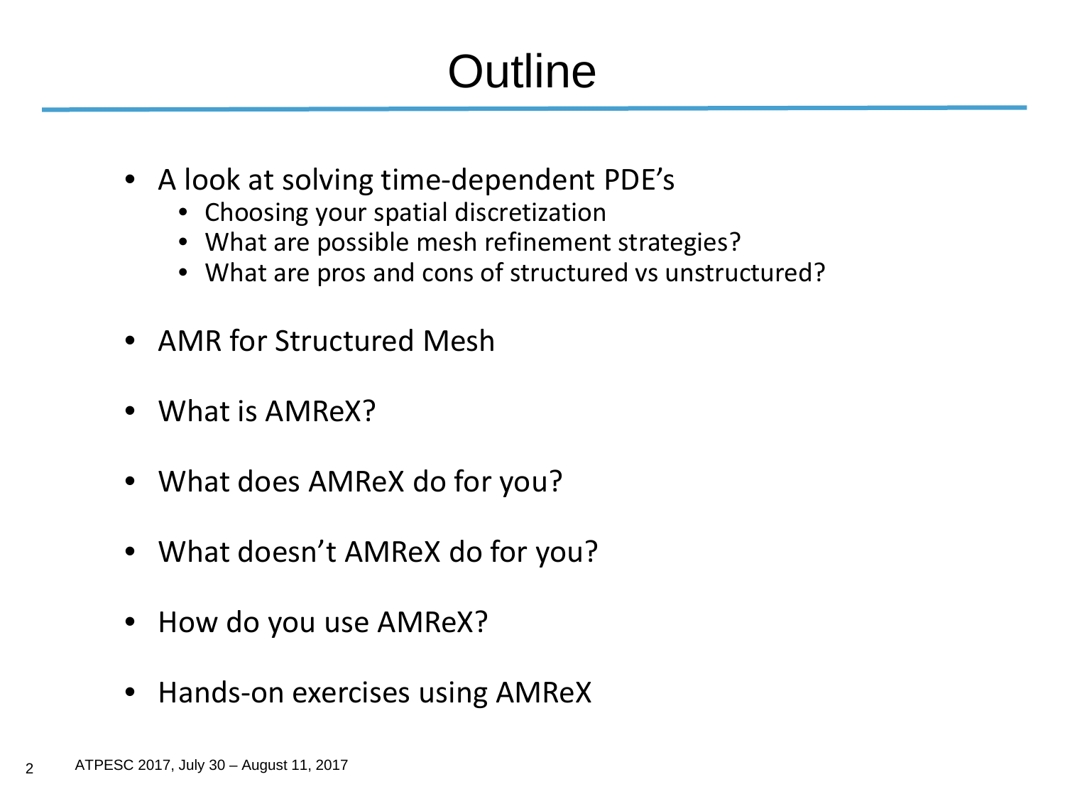# Outline

- A look at solving time-dependent PDE's
  - Choosing your spatial discretization
  - What are possible mesh refinement strategies?
  - What are pros and cons of structured vs unstructured?
- AMR for Structured Mesh
- What is AMReX?
- What does AMReX do for you?
- What doesn't AMReX do for you?
- How do you use AMReX?
- Hands-on exercises using AMReX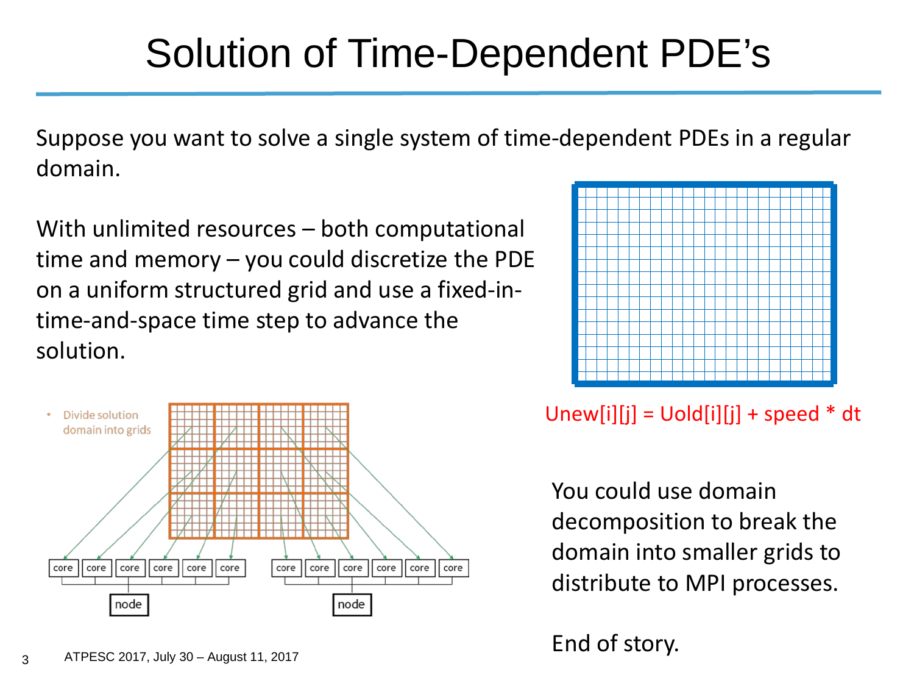# Solution of Time-Dependent PDE's

Suppose you want to solve a single system of time-dependent PDEs in a regular domain.

With unlimited resources – both computational time and memory – you could discretize the PDE on a uniform structured grid and use a fixed-in-time-and-space time step to advance the solution.

- Divide solution domain into grids

```
Unew[i][j] = Uold[i][j] + speed * dt
```

You could use domain decomposition to break the domain into smaller grids to distribute to MPI processes.

End of story.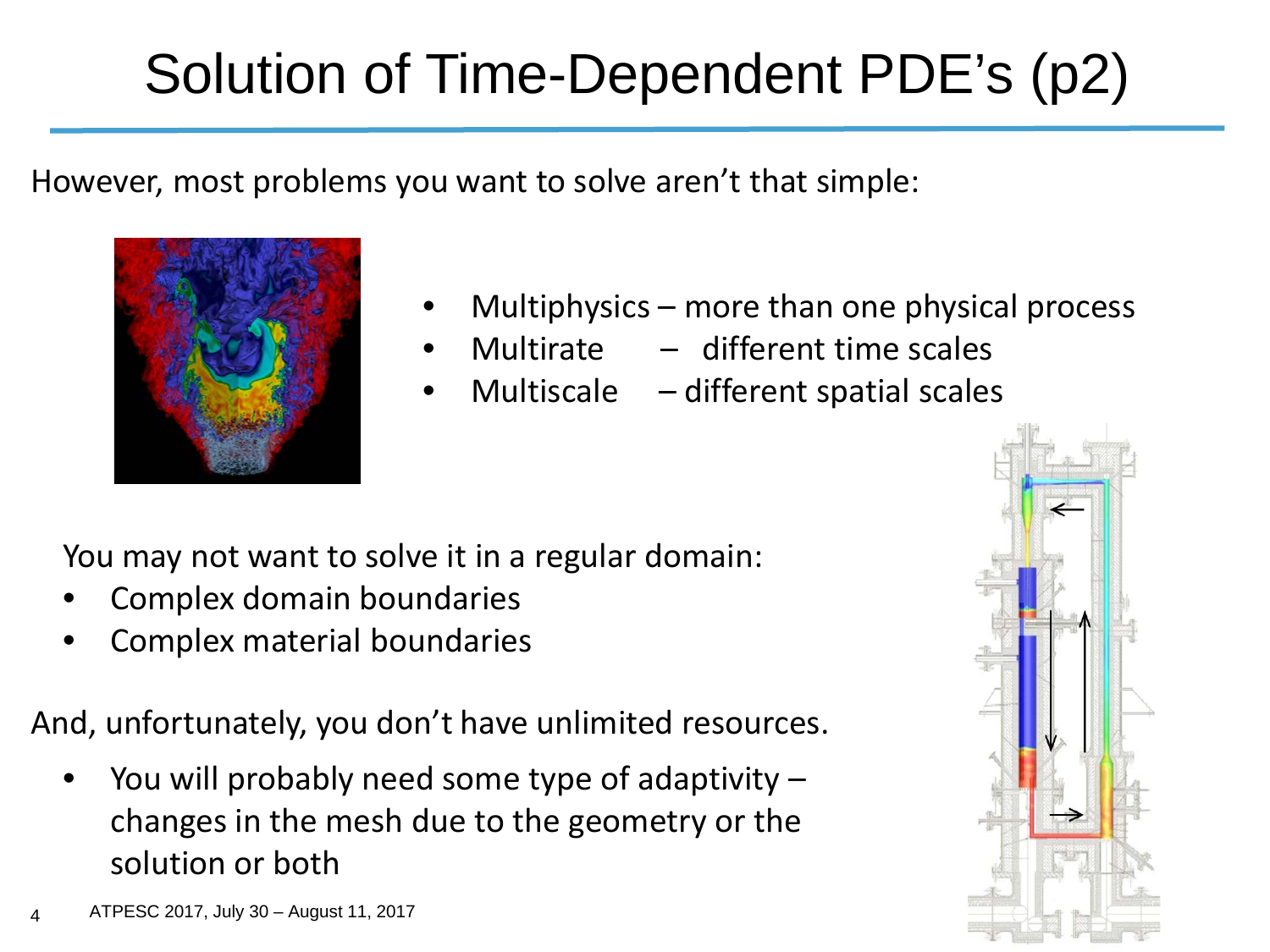# Solution of Time-Dependent PDE's (p2)

However, most problems you want to solve aren't that simple:

- Multiphysics – more than one physical process
- Multirate – different time scales
- Multiscale – different spatial scales

You may not want to solve it in a regular domain:

- Complex domain boundaries
- Complex material boundaries

And, unfortunately, you don't have unlimited resources.

- You will probably need some type of adaptivity – changes in the mesh due to the geometry or the solution or both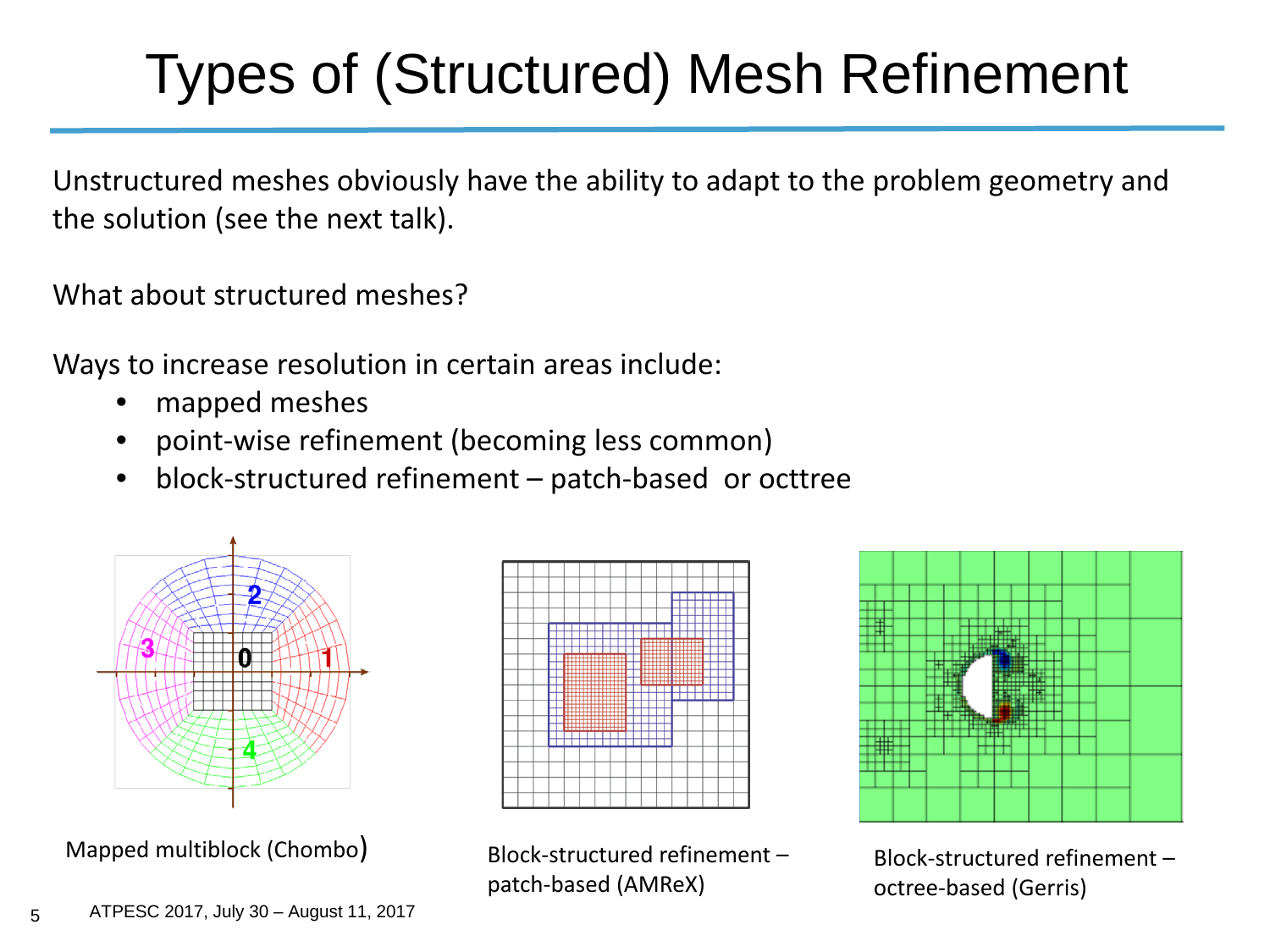# Types of (Structured) Mesh Refinement

Unstructured meshes obviously have the ability to adapt to the problem geometry and the solution (see the next talk).

What about structured meshes?

Ways to increase resolution in certain areas include:

- mapped meshes
- point-wise refinement (becoming less common)
- block-structured refinement – patch-based or octtree

Mapped multiblock (Chombo)

Block-structured refinement – patch-based (AMReX)

Block-structured refinement – octree-based (Gerris)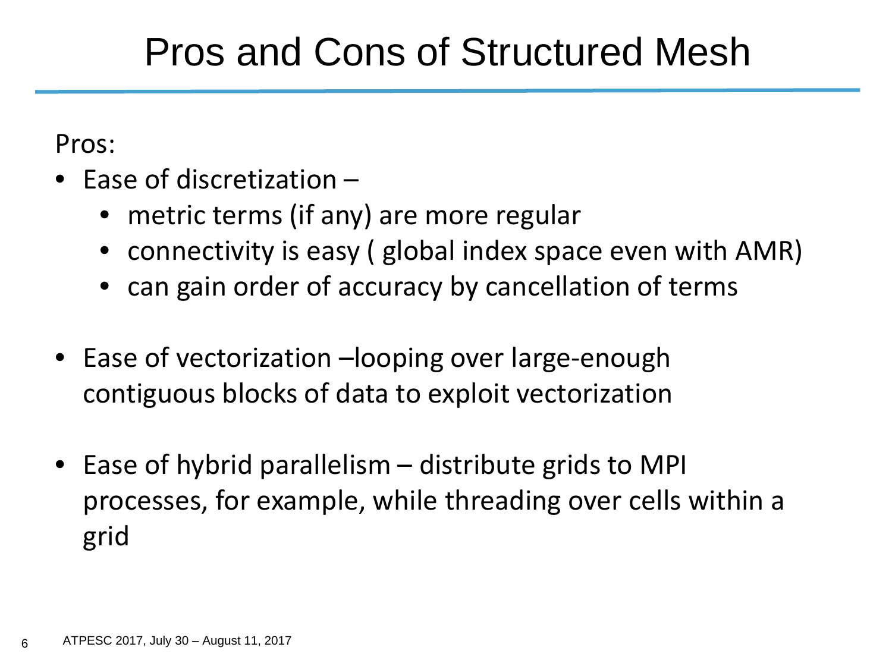# Pros and Cons of Structured Mesh

Pros:

- Ease of discretization –
  - metric terms (if any) are more regular
  - connectivity is easy ( global index space even with AMR)
  - can gain order of accuracy by cancellation of terms
- Ease of vectorization –looping over large-enough contiguous blocks of data to exploit vectorization
- Ease of hybrid parallelism – distribute grids to MPI processes, for example, while threading over cells within a grid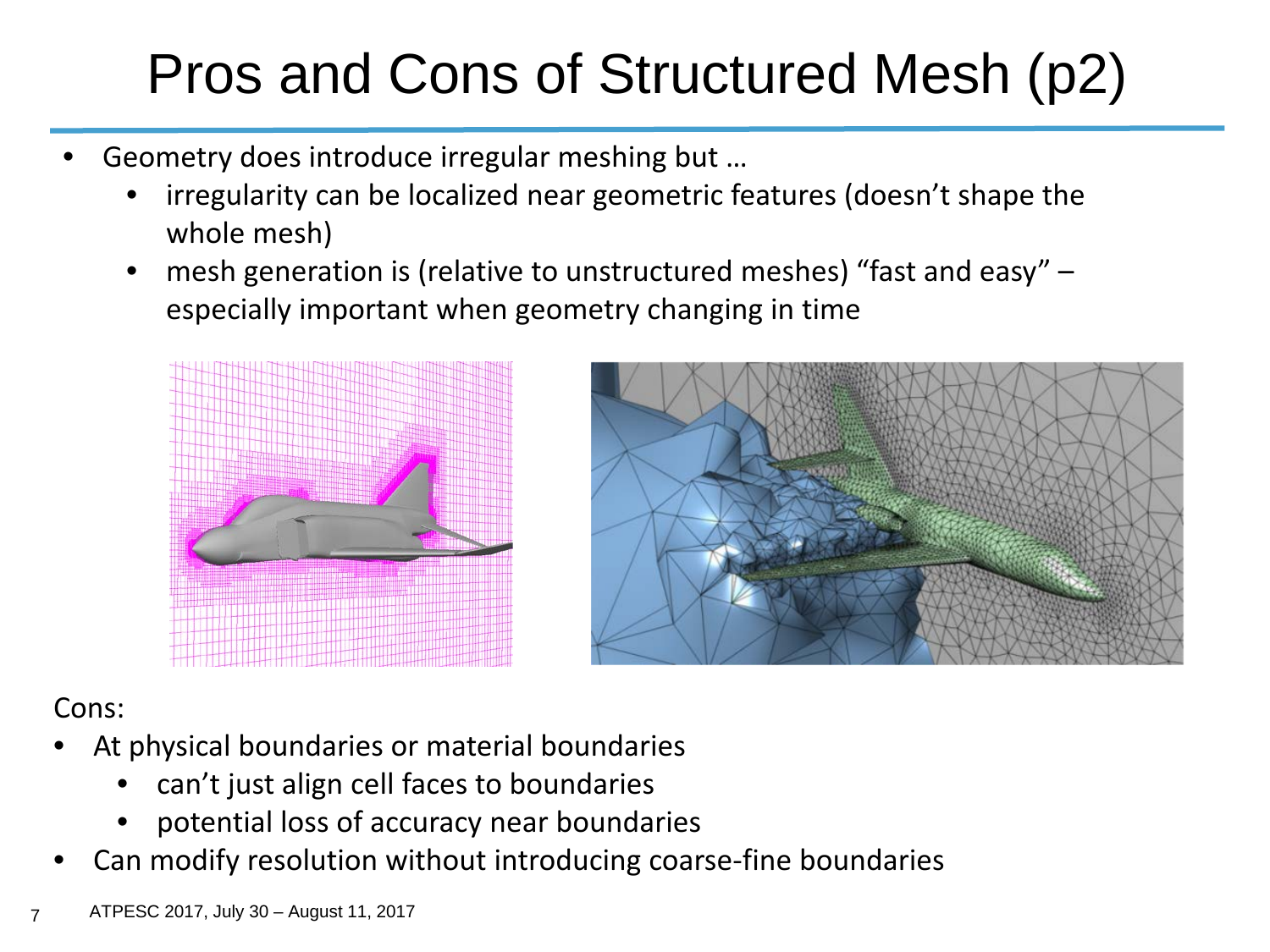# Pros and Cons of Structured Mesh (p2)

- Geometry does introduce irregular meshing but …
  - irregularity can be localized near geometric features (doesn't shape the whole mesh)
  - mesh generation is (relative to unstructured meshes) "fast and easy" – especially important when geometry changing in time

Cons:

- At physical boundaries or material boundaries
  - can't just align cell faces to boundaries
  - potential loss of accuracy near boundaries
- Can modify resolution without introducing coarse-fine boundaries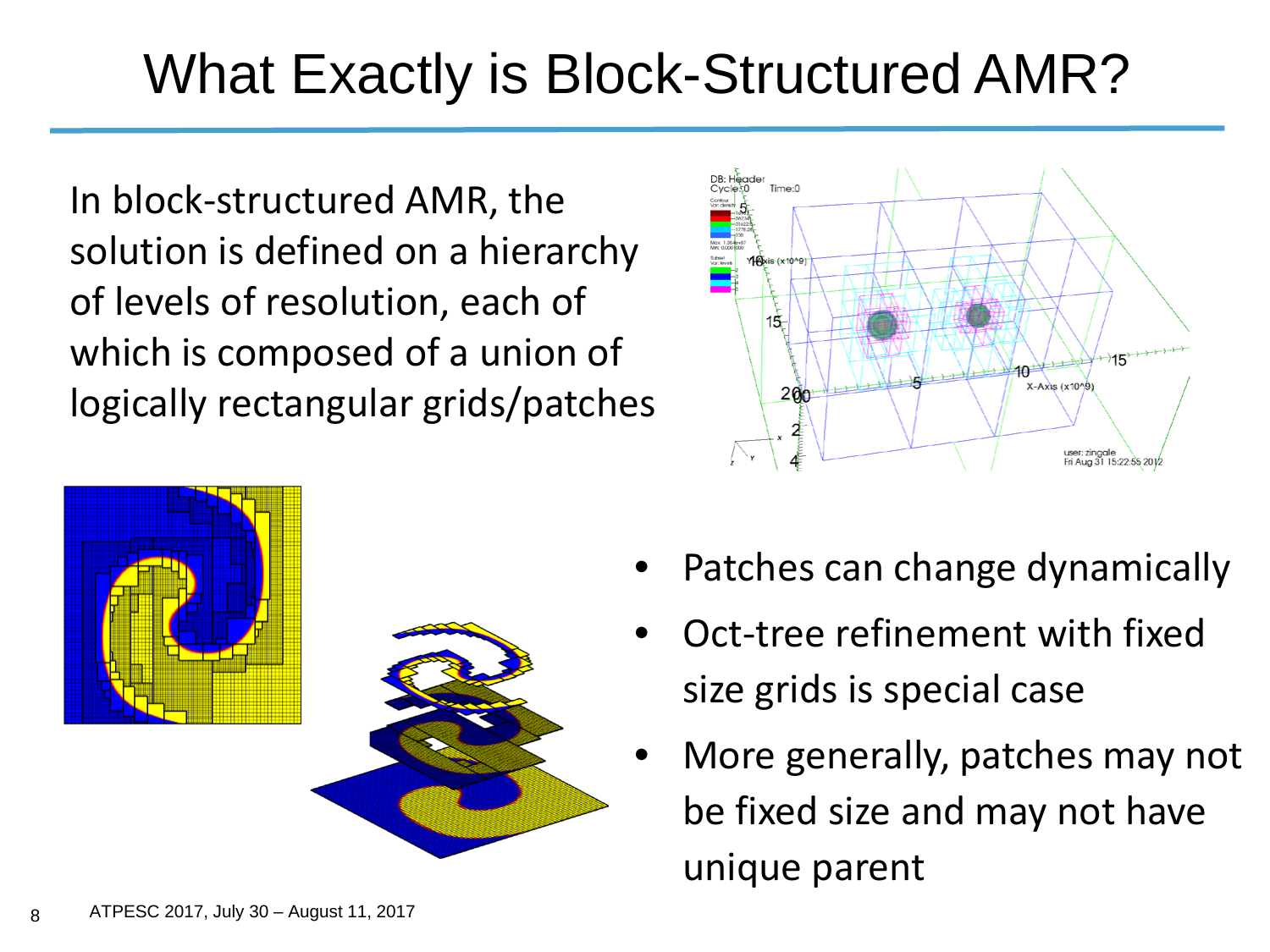# What Exactly is Block-Structured AMR?

In block-structured AMR, the solution is defined on a hierarchy of levels of resolution, each of which is composed of a union of logically rectangular grids/patches

- Patches can change dynamically
- Oct-tree refinement with fixed size grids is special case
- More generally, patches may not be fixed size and may not have unique parent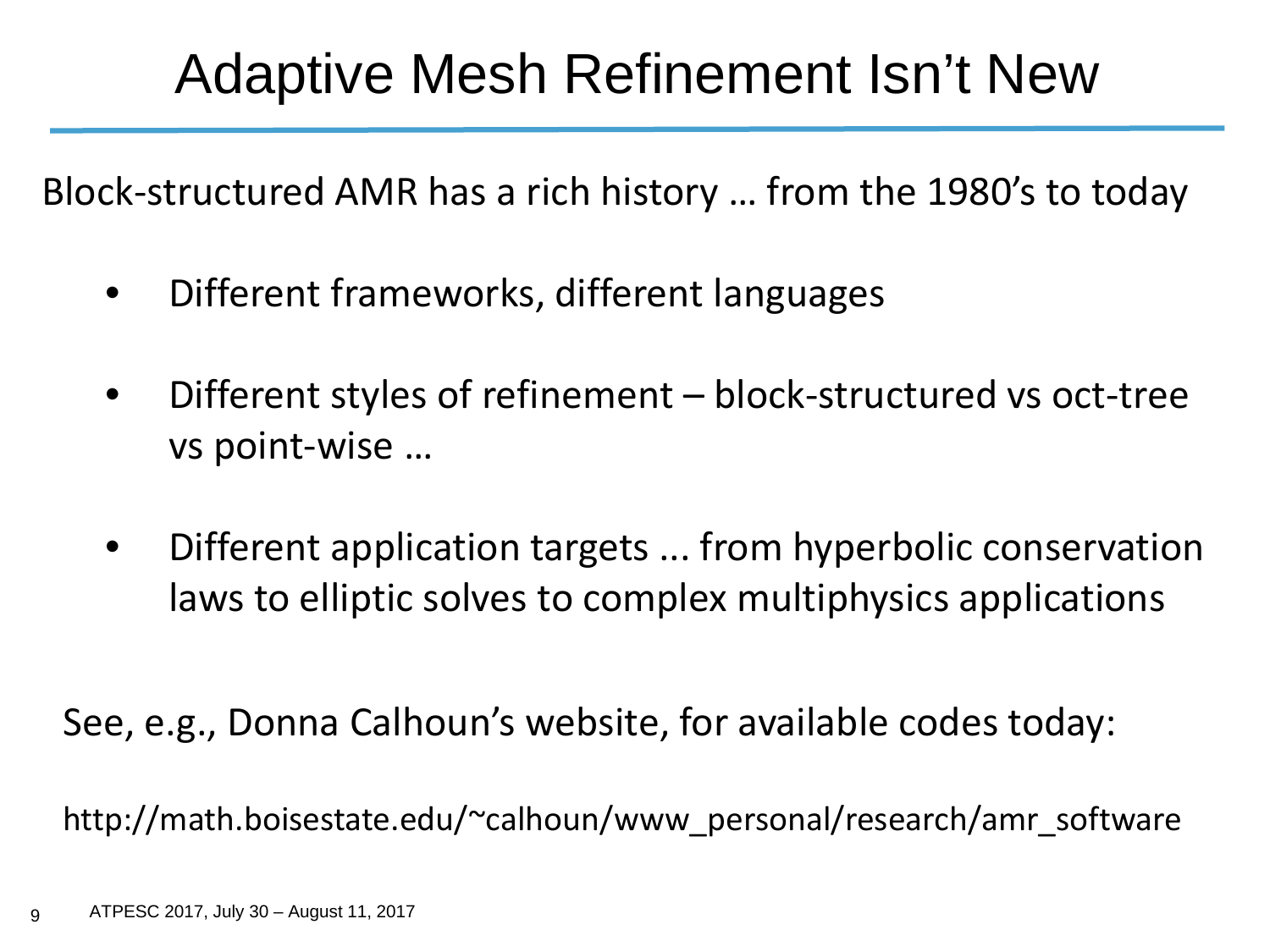# Adaptive Mesh Refinement Isn't New

Block-structured AMR has a rich history … from the 1980's to today

- Different frameworks, different languages
- Different styles of refinement – block-structured vs oct-tree vs point-wise …
- Different application targets ... from hyperbolic conservation laws to elliptic solves to complex multiphysics applications

See, e.g., Donna Calhoun's website, for available codes today:

http://math.boisestate.edu/~calhoun/www_personal/research/amr_software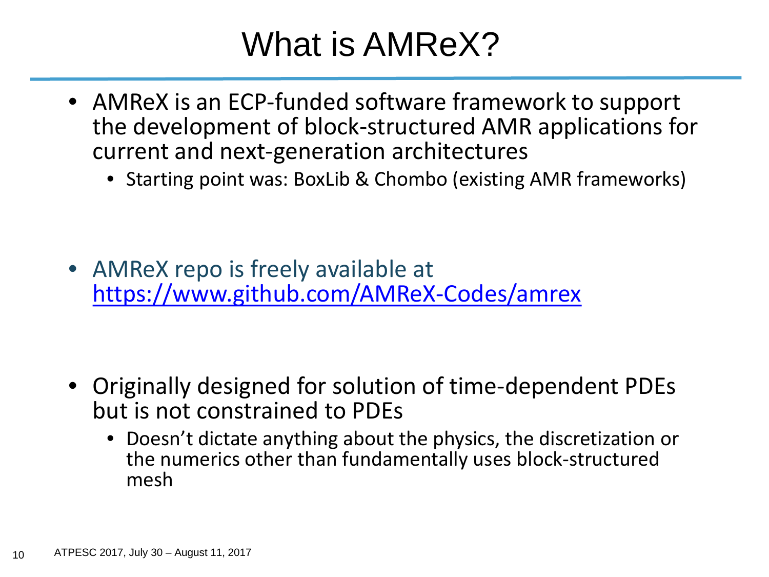# What is AMReX?

- AMReX is an ECP-funded software framework to support the development of block-structured AMR applications for current and next-generation architectures
  - Starting point was: BoxLib & Chombo (existing AMR frameworks)

- AMReX repo is freely available at https://www.github.com/AMReX-Codes/amrex

- Originally designed for solution of time-dependent PDEs but is not constrained to PDEs
  - Doesn't dictate anything about the physics, the discretization or the numerics other than fundamentally uses block-structured mesh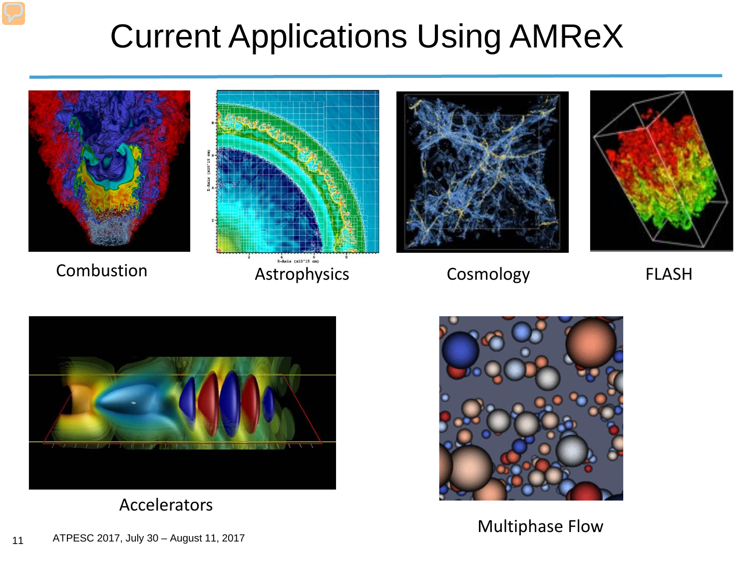# Current Applications Using AMReX

Combustion

Astrophysics

Cosmology

FLASH

Accelerators

Multiphase Flow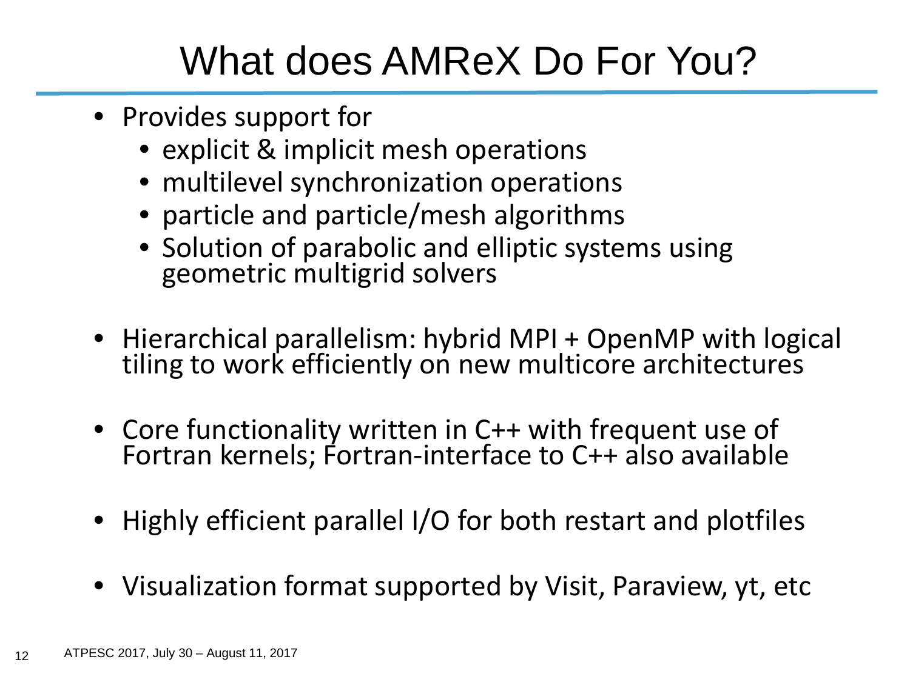# What does AMReX Do For You?

- Provides support for
  - explicit & implicit mesh operations
  - multilevel synchronization operations
  - particle and particle/mesh algorithms
  - Solution of parabolic and elliptic systems using geometric multigrid solvers
- Hierarchical parallelism: hybrid MPI + OpenMP with logical tiling to work efficiently on new multicore architectures
- Core functionality written in C++ with frequent use of Fortran kernels; Fortran-interface to C++ also available
- Highly efficient parallel I/O for both restart and plotfiles
- Visualization format supported by Visit, Paraview, yt, etc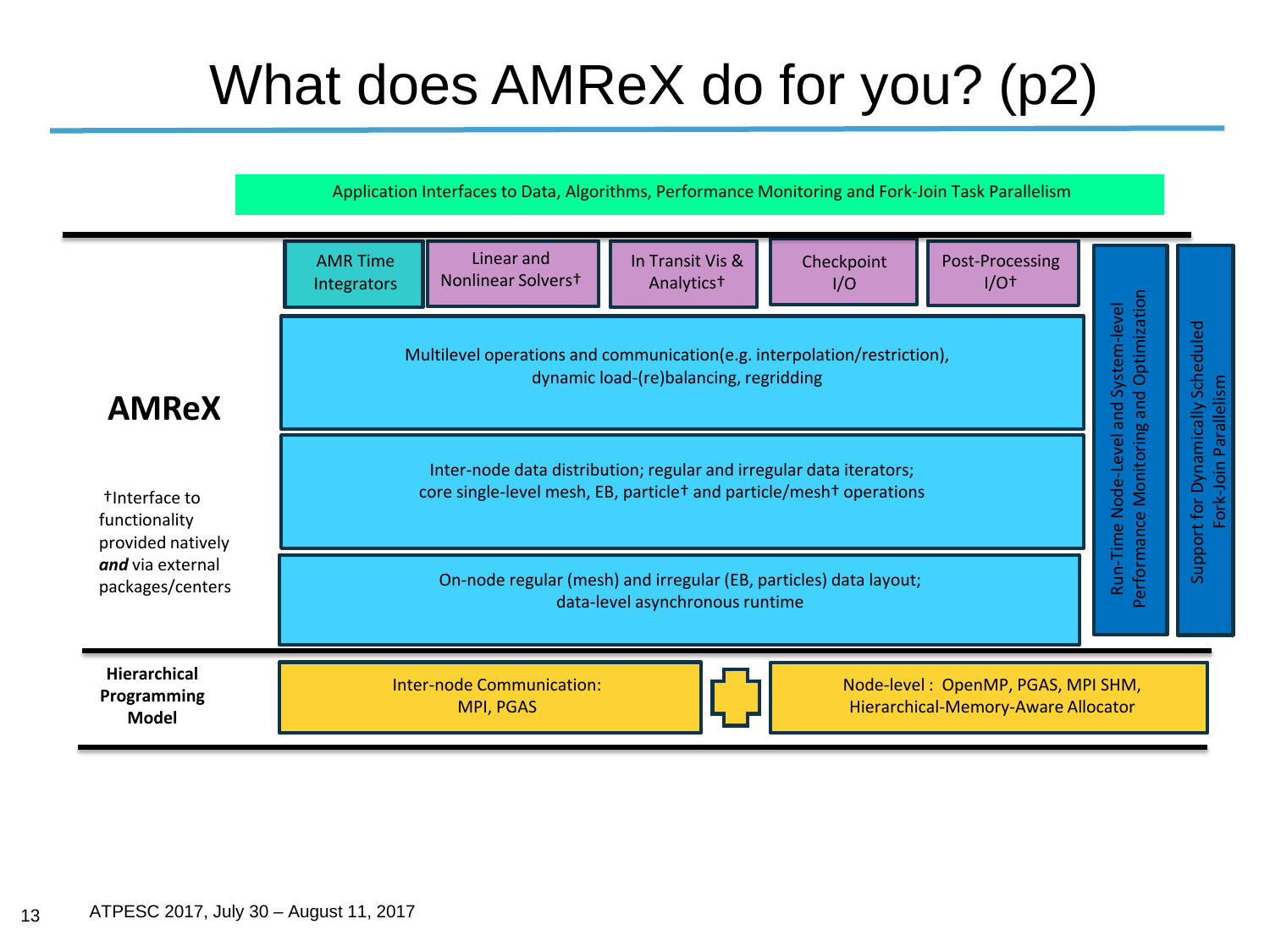# What does AMReX do for you? (p2)

Application Interfaces to Data, Algorithms, Performance Monitoring and Fork-Join Task Parallelism

**AMReX**

- AMR Time Integrators
- Linear and Nonlinear Solvers†
- In Transit Vis & Analytics†
- Checkpoint I/O
- Post-Processing I/O†

Multilevel operations and communication(e.g. interpolation/restriction), dynamic load-(re)balancing, regridding

Inter-node data distribution; regular and irregular data iterators; core single-level mesh, EB, particle† and particle/mesh† operations

On-node regular (mesh) and irregular (EB, particles) data layout; data-level asynchronous runtime

Run-Time Node-Level and System-level Performance Monitoring and Optimization

Support for Dynamically Scheduled Fork-Join Parallelism

†Interface to functionality provided natively ***and*** via external packages/centers

**Hierarchical Programming Model**

Inter-node Communication: MPI, PGAS + Node-level : OpenMP, PGAS, MPI SHM, Hierarchical-Memory-Aware Allocator

ATPESC 2017, July 30 – August 11, 2017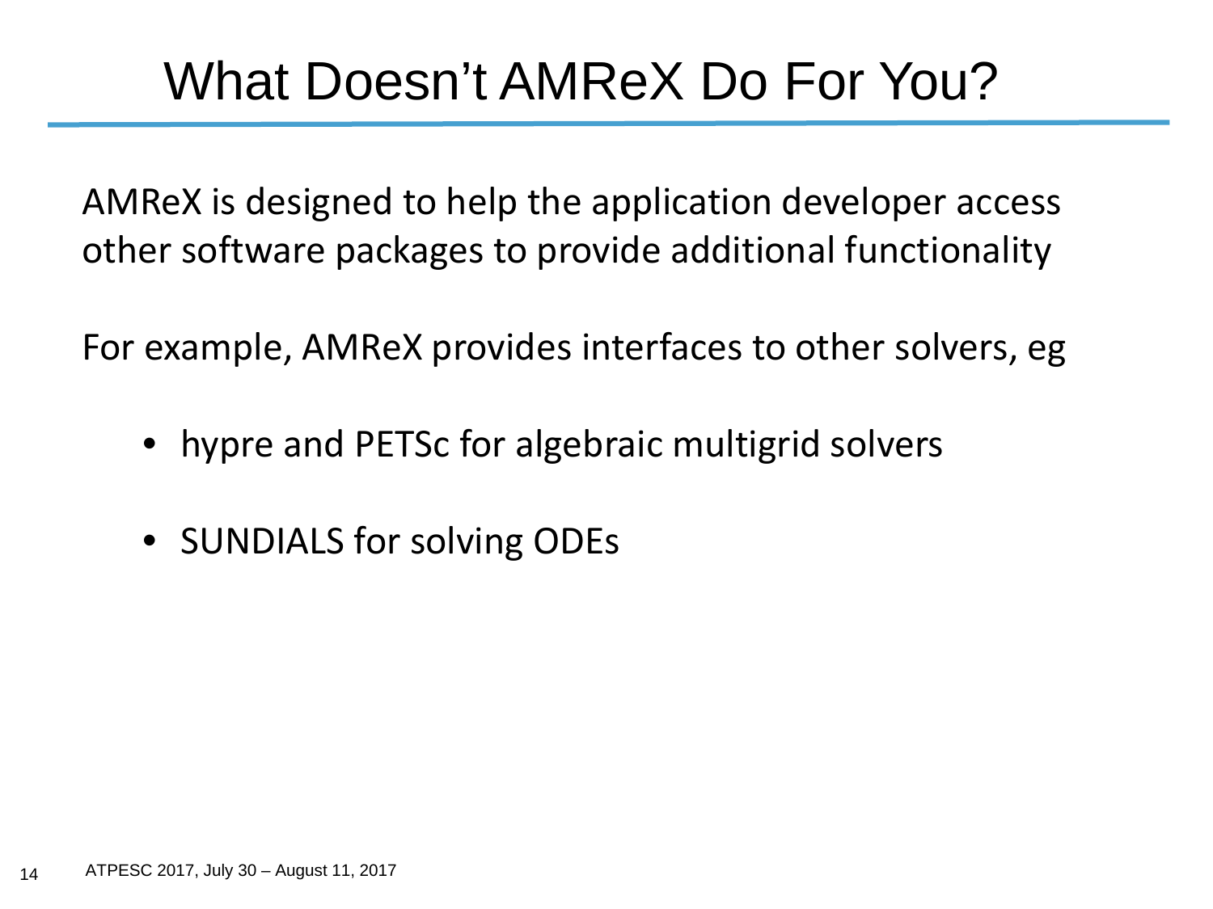# What Doesn’t AMReX Do For You?

AMReX is designed to help the application developer access other software packages to provide additional functionality

For example, AMReX provides interfaces to other solvers, eg

- hypre and PETSc for algebraic multigrid solvers
- SUNDIALS for solving ODEs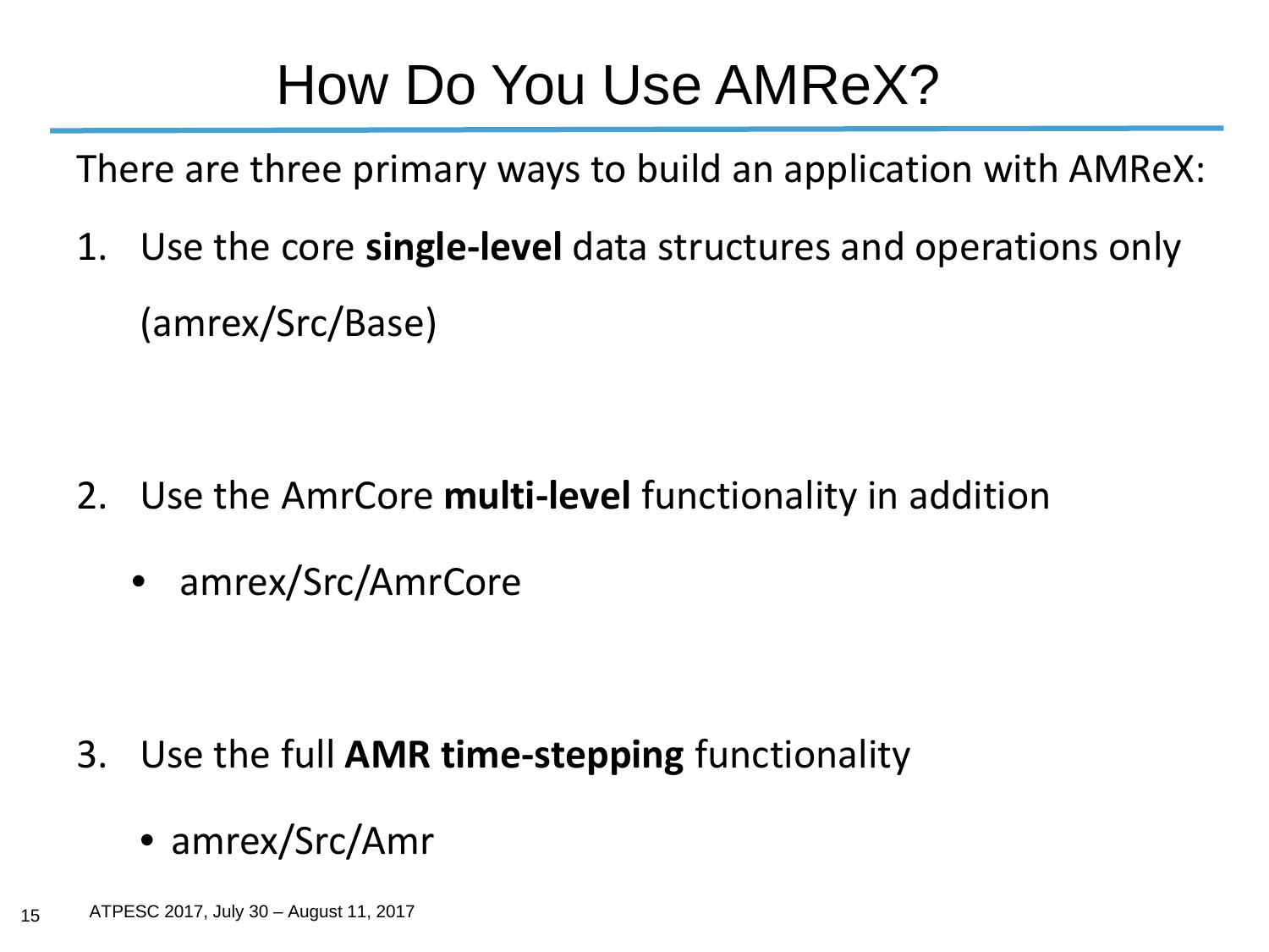# How Do You Use AMReX?

There are three primary ways to build an application with AMReX:

1. Use the core **single-level** data structures and operations only (amrex/Src/Base)

2. Use the AmrCore **multi-level** functionality in addition
   - amrex/Src/AmrCore

3. Use the full **AMR time-stepping** functionality
   - amrex/Src/Amr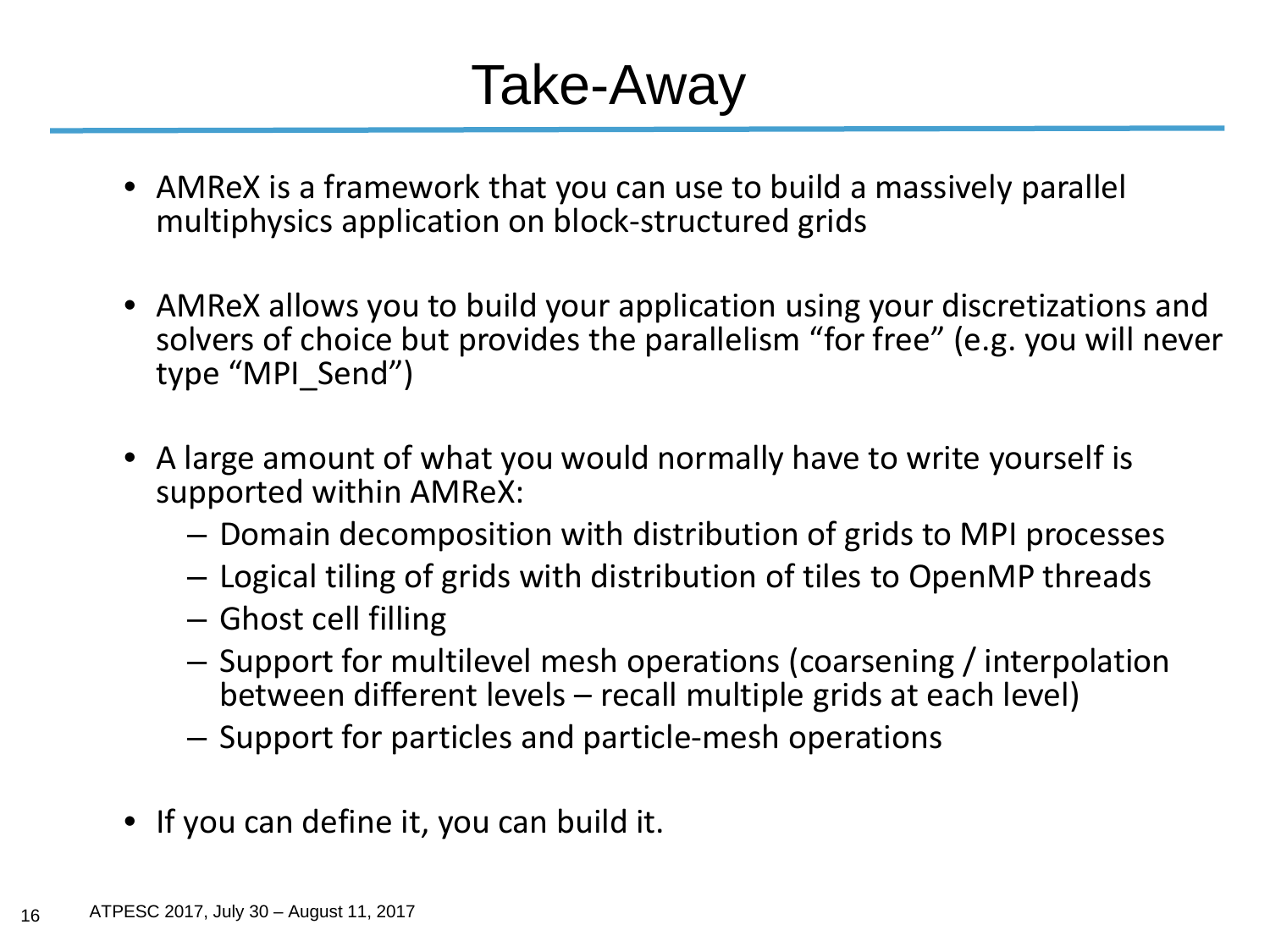# Take-Away

- AMReX is a framework that you can use to build a massively parallel multiphysics application on block-structured grids
- AMReX allows you to build your application using your discretizations and solvers of choice but provides the parallelism "for free" (e.g. you will never type "MPI_Send")
- A large amount of what you would normally have to write yourself is supported within AMReX:
  - Domain decomposition with distribution of grids to MPI processes
  - Logical tiling of grids with distribution of tiles to OpenMP threads
  - Ghost cell filling
  - Support for multilevel mesh operations (coarsening / interpolation between different levels – recall multiple grids at each level)
  - Support for particles and particle-mesh operations
- If you can define it, you can build it.